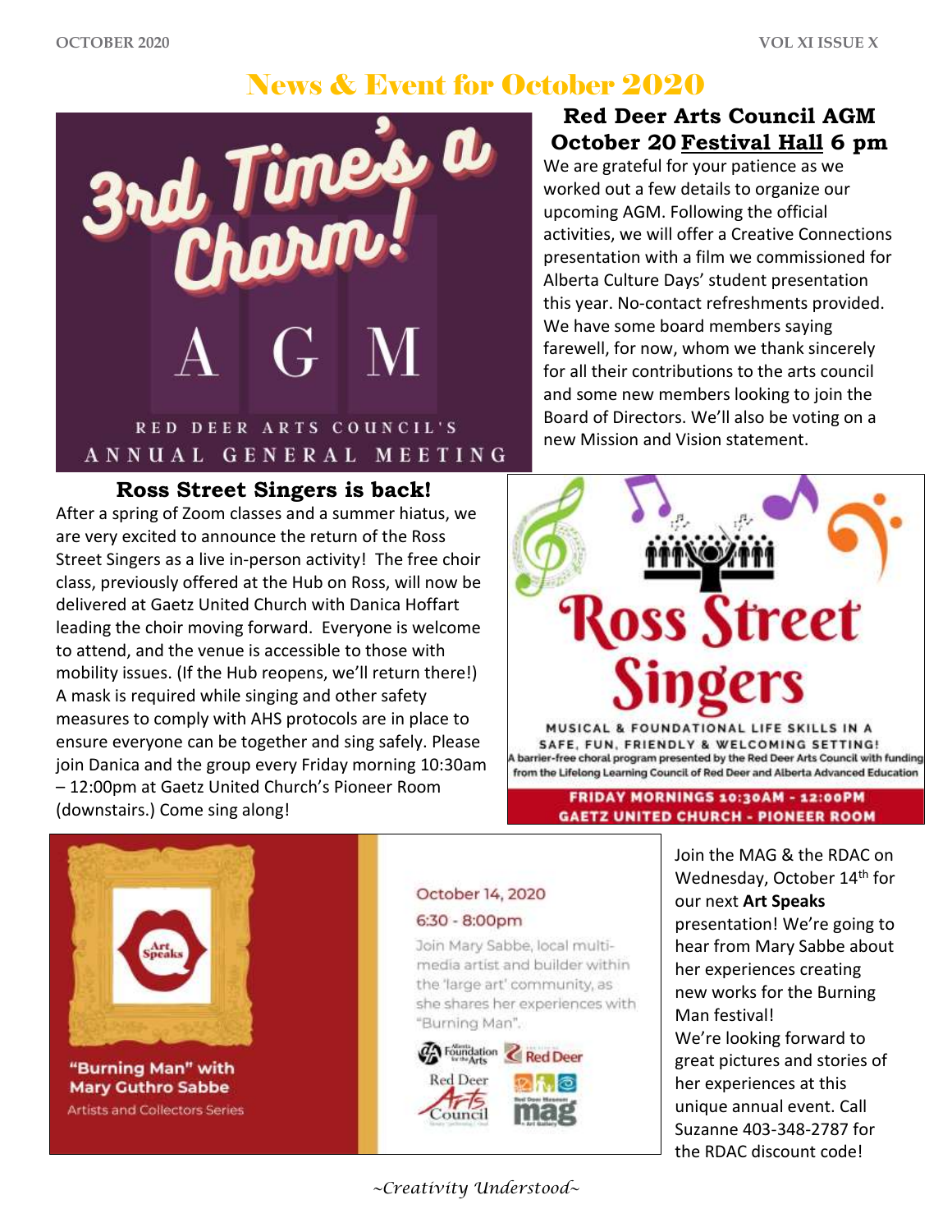# News & Event for October 2020

3rd Time's a Charm!

A G M

RED DEER ARTS COUNCIL'S
ANNUAL GENERAL MEETING

## Red Deer Arts Council AGM October 20 Festival Hall 6 pm

We are grateful for your patience as we worked out a few details to organize our upcoming AGM. Following the official activities, we will offer a Creative Connections presentation with a film we commissioned for Alberta Culture Days' student presentation this year. No-contact refreshments provided. We have some board members saying farewell, for now, whom we thank sincerely for all their contributions to the arts council and some new members looking to join the Board of Directors. We'll also be voting on a new Mission and Vision statement.

## Ross Street Singers is back!

After a spring of Zoom classes and a summer hiatus, we are very excited to announce the return of the Ross Street Singers as a live in-person activity! The free choir class, previously offered at the Hub on Ross, will now be delivered at Gaetz United Church with Danica Hoffart leading the choir moving forward. Everyone is welcome to attend, and the venue is accessible to those with mobility issues. (If the Hub reopens, we'll return there!) A mask is required while singing and other safety measures to comply with AHS protocols are in place to ensure everyone can be together and sing safely. Please join Danica and the group every Friday morning 10:30am – 12:00pm at Gaetz United Church's Pioneer Room (downstairs.) Come sing along!

Ross Street Singers

MUSICAL & FOUNDATIONAL LIFE SKILLS IN A SAFE, FUN, FRIENDLY & WELCOMING SETTING!

A barrier-free choral program presented by the Red Deer Arts Council with funding from the Lifelong Learning Council of Red Deer and Alberta Advanced Education

FRIDAY MORNINGS 10:30AM - 12:00PM
GAETZ UNITED CHURCH - PIONEER ROOM

Art Speaks

"Burning Man" with Mary Guthro Sabbe

Artists and Collectors Series

October 14, 2020
6:30 - 8:00pm

Join Mary Sabbe, local multi-media artist and builder within the 'large art' community, as she shares her experiences with "Burning Man".

Join the MAG & the RDAC on Wednesday, October 14th for our next **Art Speaks** presentation! We're going to hear from Mary Sabbe about her experiences creating new works for the Burning Man festival!

We're looking forward to great pictures and stories of her experiences at this unique annual event. Call Suzanne 403-348-2787 for the RDAC discount code!

*~Creativity Understood~*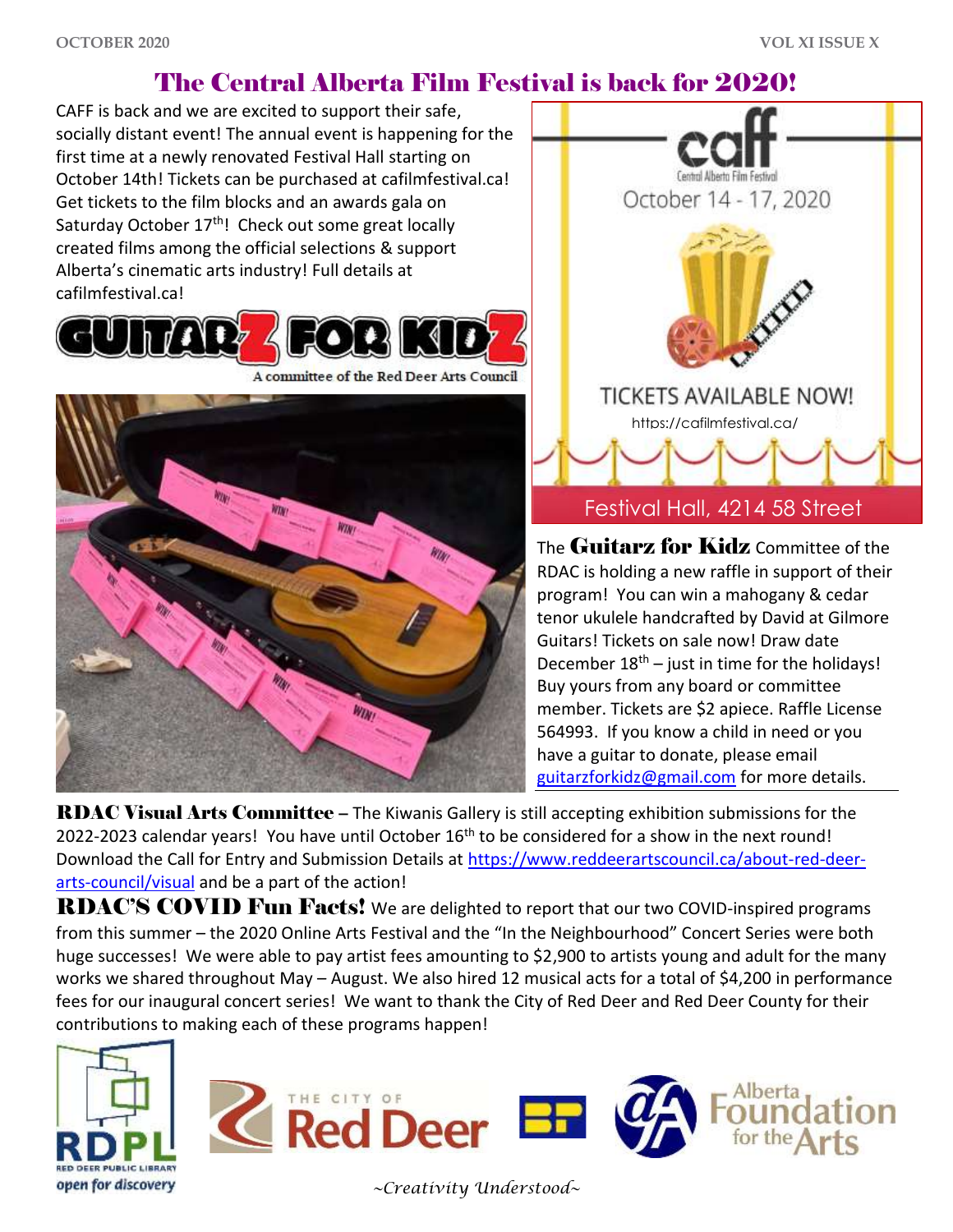# The Central Alberta Film Festival is back for 2020!

CAFF is back and we are excited to support their safe, socially distant event! The annual event is happening for the first time at a newly renovated Festival Hall starting on October 14th! Tickets can be purchased at cafilmfestival.ca! Get tickets to the film blocks and an awards gala on Saturday October 17th! Check out some great locally created films among the official selections & support Alberta's cinematic arts industry! Full details at cafilmfestival.ca!

caff
Central Alberta Film Festival
October 14 - 17, 2020

TICKETS AVAILABLE NOW!
https://cafilmfestival.ca/

Festival Hall, 4214 58 Street

## GUITARZ FOR KIDZ

A committee of the Red Deer Arts Council

The **Guitarz for Kidz** Committee of the RDAC is holding a new raffle in support of their program! You can win a mahogany & cedar tenor ukulele handcrafted by David at Gilmore Guitars! Tickets on sale now! Draw date December 18th – just in time for the holidays! Buy yours from any board or committee member. Tickets are $2 apiece. Raffle License 564993. If you know a child in need or you have a guitar to donate, please email guitarzforkidz@gmail.com for more details.

**RDAC Visual Arts Committee** – The Kiwanis Gallery is still accepting exhibition submissions for the 2022-2023 calendar years! You have until October 16th to be considered for a show in the next round! Download the Call for Entry and Submission Details at https://www.reddeerartscouncil.ca/about-red-deer-arts-council/visual and be a part of the action!

**RDAC'S COVID Fun Facts!** We are delighted to report that our two COVID-inspired programs from this summer – the 2020 Online Arts Festival and the "In the Neighbourhood" Concert Series were both huge successes! We were able to pay artist fees amounting to $2,900 to artists young and adult for the many works we shared throughout May – August. We also hired 12 musical acts for a total of $4,200 in performance fees for our inaugural concert series! We want to thank the City of Red Deer and Red Deer County for their contributions to making each of these programs happen!

RDPL Red Deer Public Library open for discovery | The City of Red Deer | Alberta Foundation for the Arts

*~Creativity Understood~*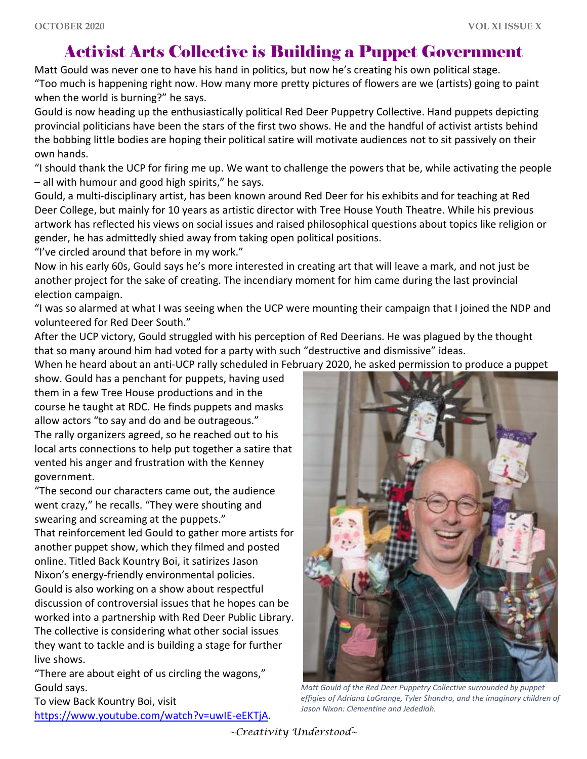# Activist Arts Collective is Building a Puppet Government

Matt Gould was never one to have his hand in politics, but now he's creating his own political stage.

"Too much is happening right now. How many more pretty pictures of flowers are we (artists) going to paint when the world is burning?" he says.

Gould is now heading up the enthusiastically political Red Deer Puppetry Collective. Hand puppets depicting provincial politicians have been the stars of the first two shows. He and the handful of activist artists behind the bobbing little bodies are hoping their political satire will motivate audiences not to sit passively on their own hands.

"I should thank the UCP for firing me up. We want to challenge the powers that be, while activating the people – all with humour and good high spirits," he says.

Gould, a multi-disciplinary artist, has been known around Red Deer for his exhibits and for teaching at Red Deer College, but mainly for 10 years as artistic director with Tree House Youth Theatre. While his previous artwork has reflected his views on social issues and raised philosophical questions about topics like religion or gender, he has admittedly shied away from taking open political positions.

"I've circled around that before in my work."

Now in his early 60s, Gould says he's more interested in creating art that will leave a mark, and not just be another project for the sake of creating. The incendiary moment for him came during the last provincial election campaign.

"I was so alarmed at what I was seeing when the UCP were mounting their campaign that I joined the NDP and volunteered for Red Deer South."

After the UCP victory, Gould struggled with his perception of Red Deerians. He was plagued by the thought that so many around him had voted for a party with such "destructive and dismissive" ideas.

When he heard about an anti-UCP rally scheduled in February 2020, he asked permission to produce a puppet show. Gould has a penchant for puppets, having used them in a few Tree House productions and in the course he taught at RDC. He finds puppets and masks allow actors "to say and do and be outrageous."

The rally organizers agreed, so he reached out to his local arts connections to help put together a satire that vented his anger and frustration with the Kenney government.

"The second our characters came out, the audience went crazy," he recalls. "They were shouting and swearing and screaming at the puppets."

That reinforcement led Gould to gather more artists for another puppet show, which they filmed and posted online. Titled Back Kountry Boi, it satirizes Jason Nixon's energy-friendly environmental policies.

Gould is also working on a show about respectful discussion of controversial issues that he hopes can be worked into a partnership with Red Deer Public Library.

The collective is considering what other social issues they want to tackle and is building a stage for further live shows.

"There are about eight of us circling the wagons," Gould says.

To view Back Kountry Boi, visit https://www.youtube.com/watch?v=uwIE-eEKTjA.

*Matt Gould of the Red Deer Puppetry Collective surrounded by puppet effigies of Adriana LaGrange, Tyler Shandro, and the imaginary children of Jason Nixon: Clementine and Jedediah.*

*~Creativity Understood~*